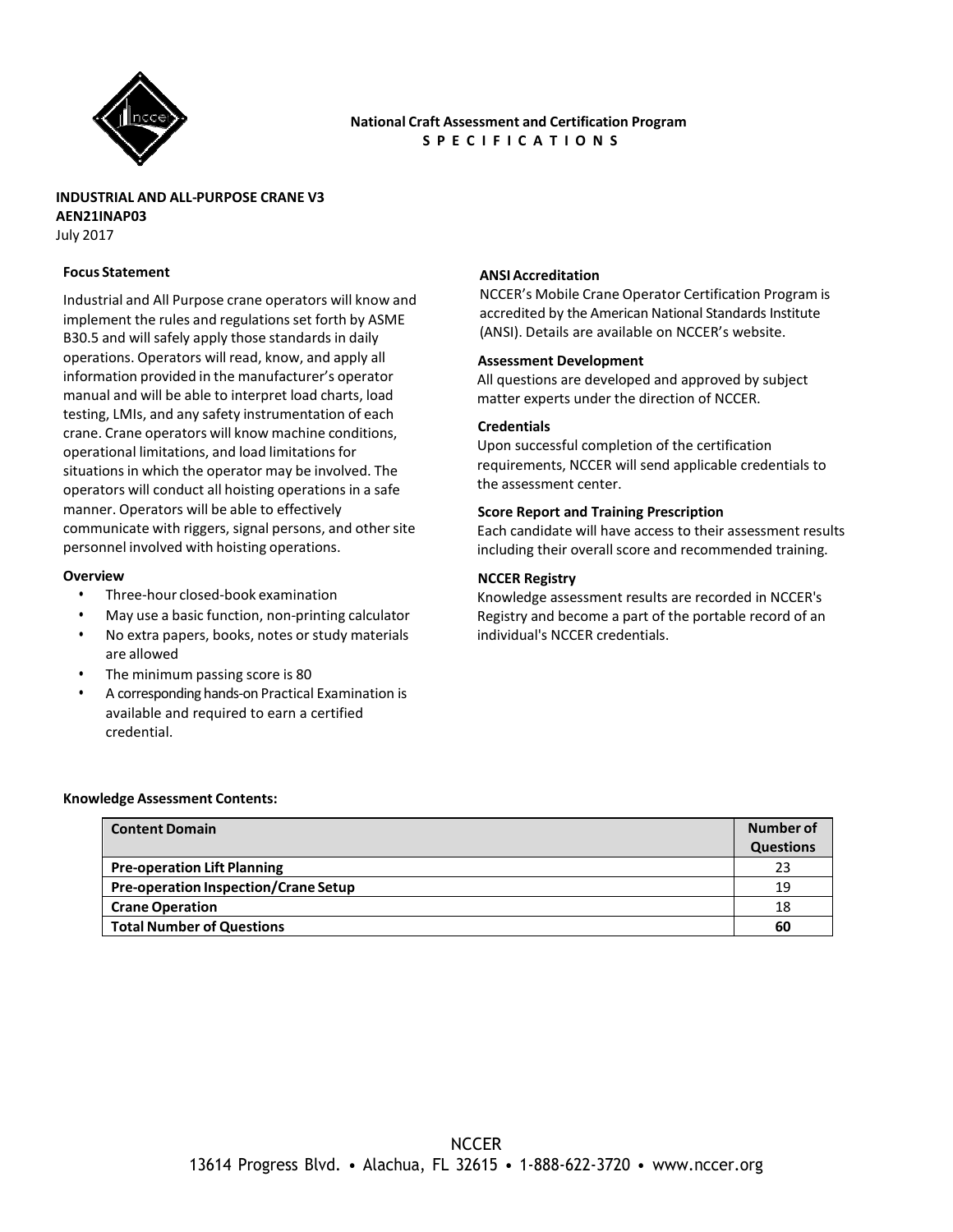**National Craft Assessment and Certification Program**
**S P E C I F I C A T I O N S**

**INDUSTRIAL AND ALL-PURPOSE CRANE V3**
**AEN21INAP03**
July 2017

### Focus Statement

Industrial and All Purpose crane operators will know and implement the rules and regulations set forth by ASME B30.5 and will safely apply those standards in daily operations. Operators will read, know, and apply all information provided in the manufacturer's operator manual and will be able to interpret load charts, load testing, LMIs, and any safety instrumentation of each crane. Crane operators will know machine conditions, operational limitations, and load limitations for situations in which the operator may be involved. The operators will conduct all hoisting operations in a safe manner. Operators will be able to effectively communicate with riggers, signal persons, and other site personnel involved with hoisting operations.

### Overview

- Three-hour closed-book examination
- May use a basic function, non-printing calculator
- No extra papers, books, notes or study materials are allowed
- The minimum passing score is 80
- A corresponding hands-on Practical Examination is available and required to earn a certified credential.

### ANSI Accreditation

NCCER's Mobile Crane Operator Certification Program is accredited by the American National Standards Institute (ANSI). Details are available on NCCER's website.

### Assessment Development

All questions are developed and approved by subject matter experts under the direction of NCCER.

### Credentials

Upon successful completion of the certification requirements, NCCER will send applicable credentials to the assessment center.

### Score Report and Training Prescription

Each candidate will have access to their assessment results including their overall score and recommended training.

### NCCER Registry

Knowledge assessment results are recorded in NCCER's Registry and become a part of the portable record of an individual's NCCER credentials.

### Knowledge Assessment Contents:

| Content Domain | Number of Questions |
|---|---|
| **Pre-operation Lift Planning** | 23 |
| **Pre-operation Inspection/Crane Setup** | 19 |
| **Crane Operation** | 18 |
| **Total Number of Questions** | **60** |

NCCER
13614 Progress Blvd. • Alachua, FL 32615 • 1-888-622-3720 • www.nccer.org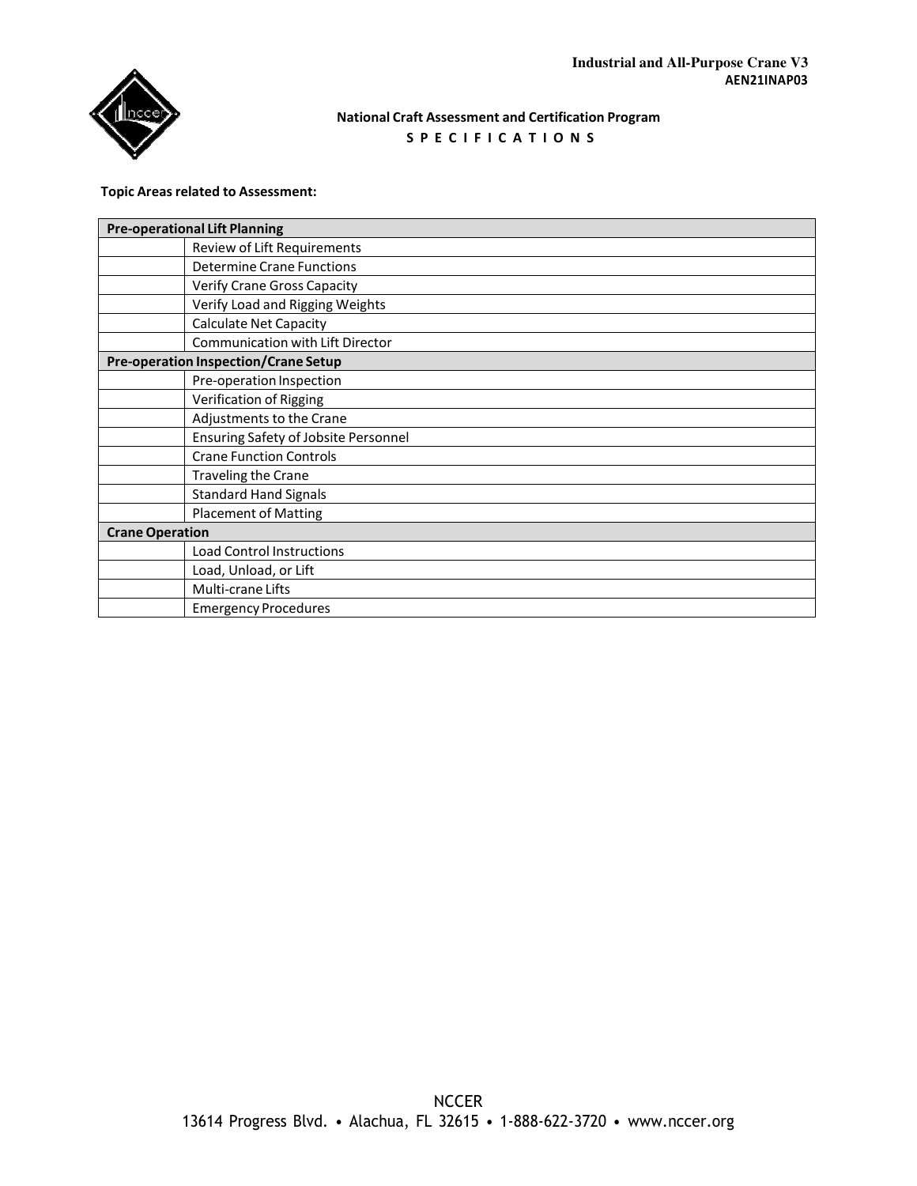**Industrial and All-Purpose Crane V3**
**AEN21INAP03**

**National Craft Assessment and Certification Program**
**S P E C I F I C A T I O N S**

**Topic Areas related to Assessment:**

| | |
|---|---|
| **Pre-operational Lift Planning** | |
| | Review of Lift Requirements |
| | Determine Crane Functions |
| | Verify Crane Gross Capacity |
| | Verify Load and Rigging Weights |
| | Calculate Net Capacity |
| | Communication with Lift Director |
| **Pre-operation Inspection/Crane Setup** | |
| | Pre-operation Inspection |
| | Verification of Rigging |
| | Adjustments to the Crane |
| | Ensuring Safety of Jobsite Personnel |
| | Crane Function Controls |
| | Traveling the Crane |
| | Standard Hand Signals |
| | Placement of Matting |
| **Crane Operation** | |
| | Load Control Instructions |
| | Load, Unload, or Lift |
| | Multi-crane Lifts |
| | Emergency Procedures |

NCCER
13614 Progress Blvd. • Alachua, FL 32615 • 1-888-622-3720 • www.nccer.org